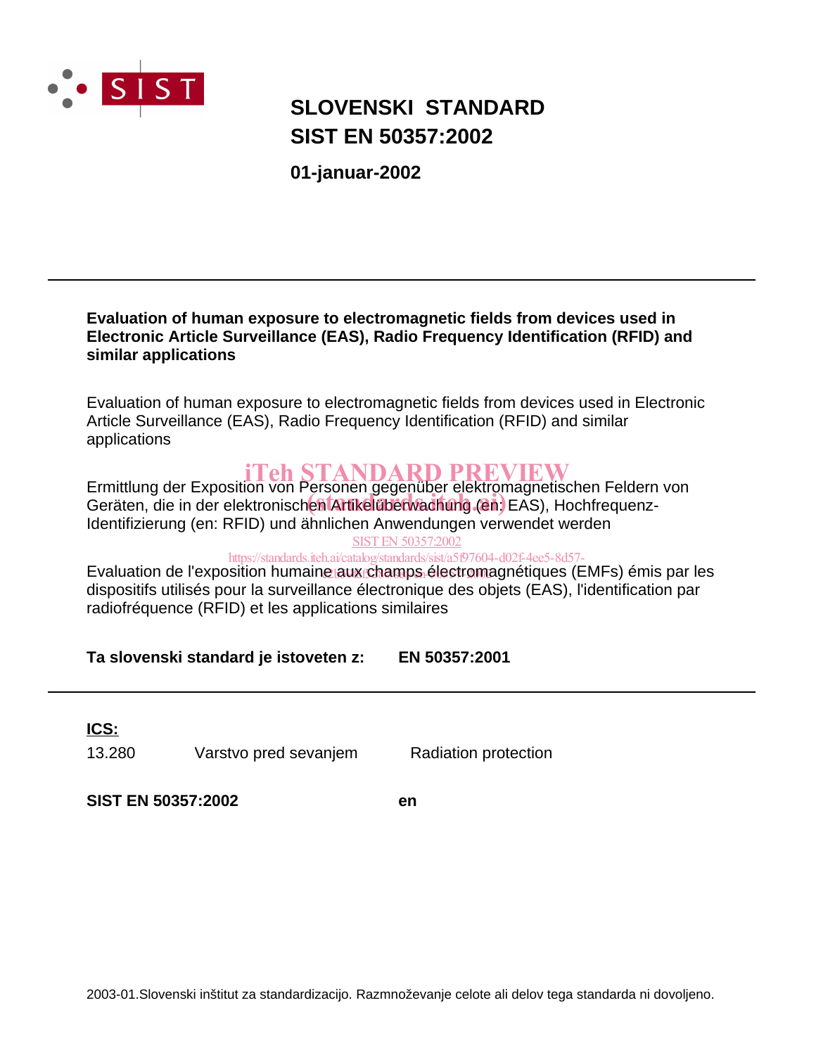# SLOVENSKI STANDARD
# SIST EN 50357:2002

**01-januar-2002**

---

**Evaluation of human exposure to electromagnetic fields from devices used in Electronic Article Surveillance (EAS), Radio Frequency Identification (RFID) and similar applications**

Evaluation of human exposure to electromagnetic fields from devices used in Electronic Article Surveillance (EAS), Radio Frequency Identification (RFID) and similar applications

Ermittlung der Exposition von Personen gegenüber elektromagnetischen Feldern von Geräten, die in der elektronischen Artikelüberwachung (en: EAS), Hochfrequenz-Identifizierung (en: RFID) und ähnlichen Anwendungen verwendet werden

Evaluation de l'exposition humaine aux champs électromagnétiques (EMFs) émis par les dispositifs utilisés pour la surveillance électronique des objets (EAS), l'identification par radiofréquence (RFID) et les applications similaires

**Ta slovenski standard je istoveten z:** **EN 50357:2001**

---

**ICS:**

| | | |
|---|---|---|
| 13.280 | Varstvo pred sevanjem | Radiation protection |

**SIST EN 50357:2002** **en**

2003-01.Slovenski inštitut za standardizacijo. Razmnoževanje celote ali delov tega standarda ni dovoljeno.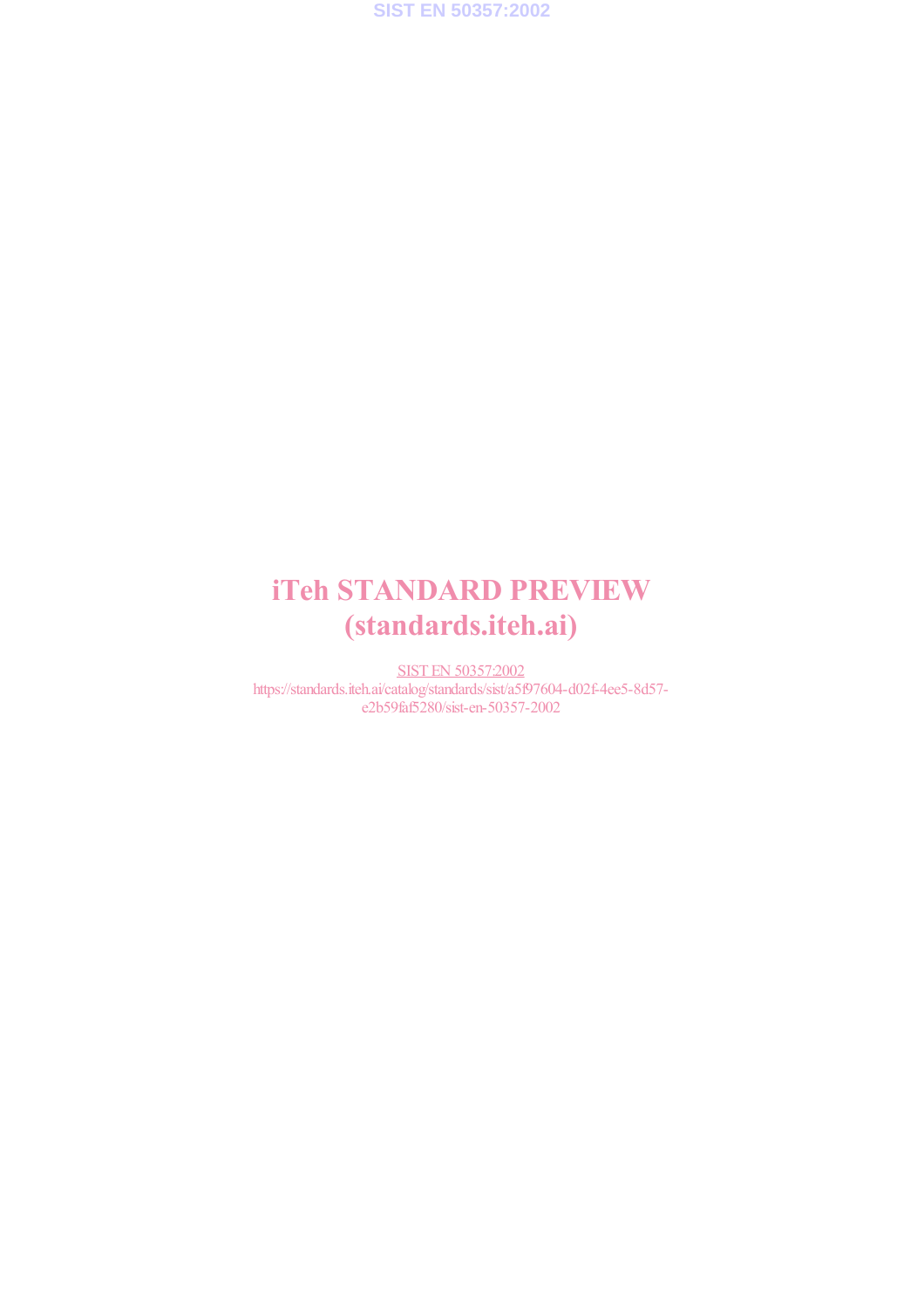iTeh STANDARD PREVIEW
(standards.iteh.ai)

SIST EN 50357:2002
https://standards.iteh.ai/catalog/standards/sist/a5f97604-d02f-4ee5-8d57-e2b59faf5280/sist-en-50357-2002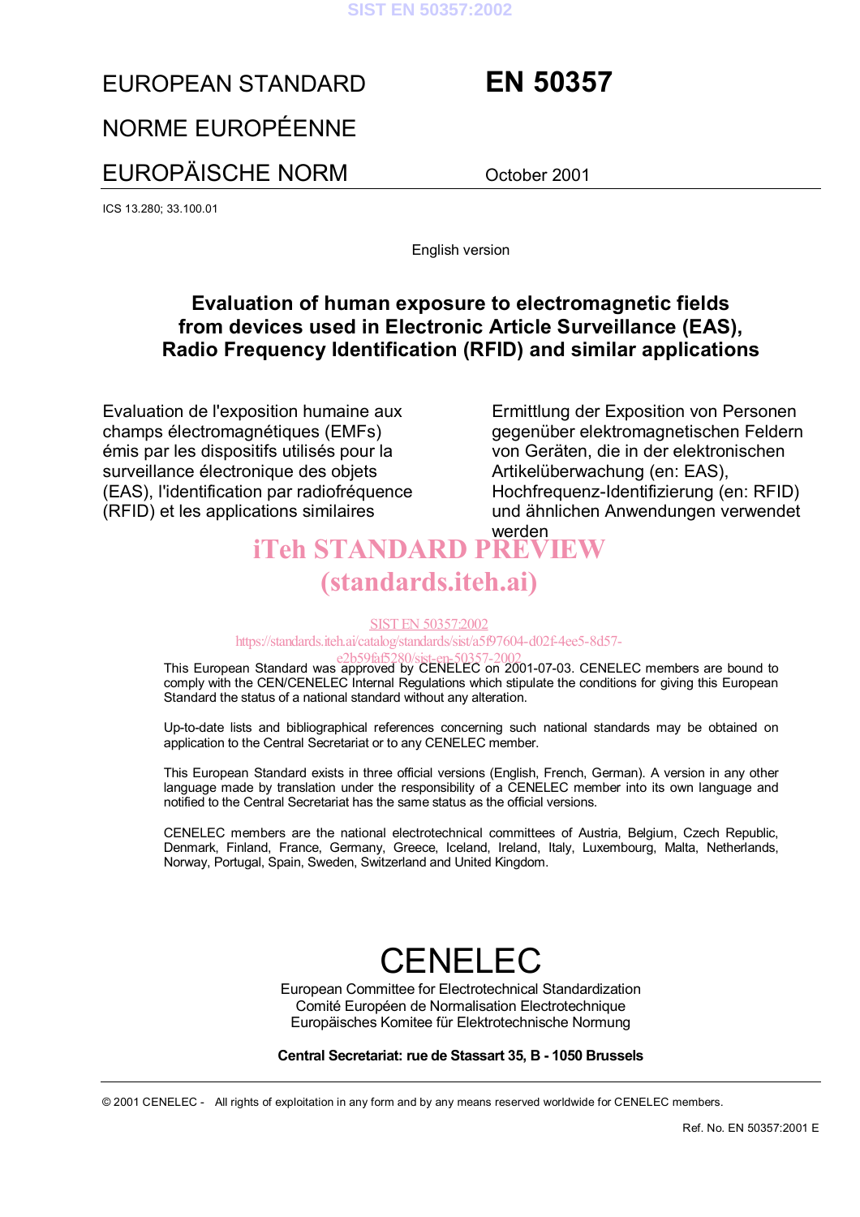# EUROPEAN STANDARD

# NORME EUROPÉENNE

# EUROPÄISCHE NORM

# EN 50357

October 2001

ICS 13.280; 33.100.01

English version

## Evaluation of human exposure to electromagnetic fields from devices used in Electronic Article Surveillance (EAS), Radio Frequency Identification (RFID) and similar applications

Evaluation de l'exposition humaine aux champs électromagnétiques (EMFs) émis par les dispositifs utilisés pour la surveillance électronique des objets (EAS), l'identification par radiofréquence (RFID) et les applications similaires

Ermittlung der Exposition von Personen gegenüber elektromagnetischen Feldern von Geräten, die in der elektronischen Artikelüberwachung (en: EAS), Hochfrequenz-Identifizierung (en: RFID) und ähnlichen Anwendungen verwendet werden

This European Standard was approved by CENELEC on 2001-07-03. CENELEC members are bound to comply with the CEN/CENELEC Internal Regulations which stipulate the conditions for giving this European Standard the status of a national standard without any alteration.

Up-to-date lists and bibliographical references concerning such national standards may be obtained on application to the Central Secretariat or to any CENELEC member.

This European Standard exists in three official versions (English, French, German). A version in any other language made by translation under the responsibility of a CENELEC member into its own language and notified to the Central Secretariat has the same status as the official versions.

CENELEC members are the national electrotechnical committees of Austria, Belgium, Czech Republic, Denmark, Finland, France, Germany, Greece, Iceland, Ireland, Italy, Luxembourg, Malta, Netherlands, Norway, Portugal, Spain, Sweden, Switzerland and United Kingdom.

# CENELEC

European Committee for Electrotechnical Standardization
Comité Européen de Normalisation Electrotechnique
Europäisches Komitee für Elektrotechnische Normung

**Central Secretariat: rue de Stassart 35, B - 1050 Brussels**

© 2001 CENELEC - All rights of exploitation in any form and by any means reserved worldwide for CENELEC members.

Ref. No. EN 50357:2001 E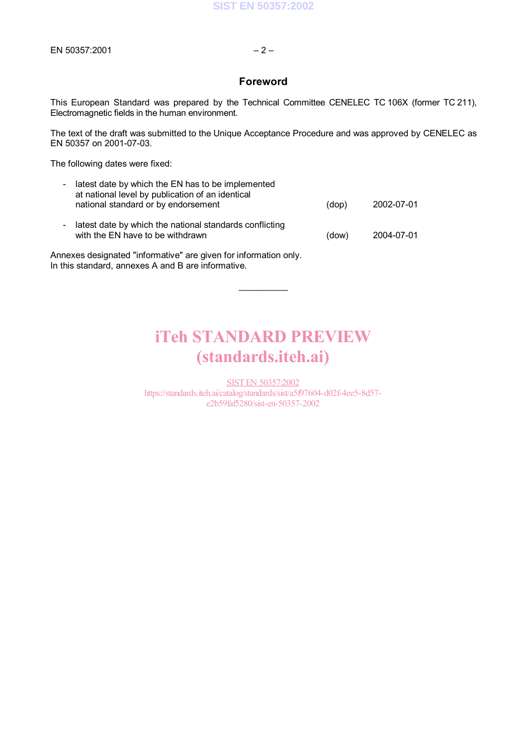## Foreword

This European Standard was prepared by the Technical Committee CENELEC TC 106X (former TC 211), Electromagnetic fields in the human environment.

The text of the draft was submitted to the Unique Acceptance Procedure and was approved by CENELEC as EN 50357 on 2001-07-03.

The following dates were fixed:

- latest date by which the EN has to be implemented at national level by publication of an identical national standard or by endorsement (dop) 2002-07-01
- latest date by which the national standards conflicting with the EN have to be withdrawn (dow) 2004-07-01

Annexes designated "informative" are given for information only.
In this standard, annexes A and B are informative.

\_\_\_\_\_\_\_\_\_\_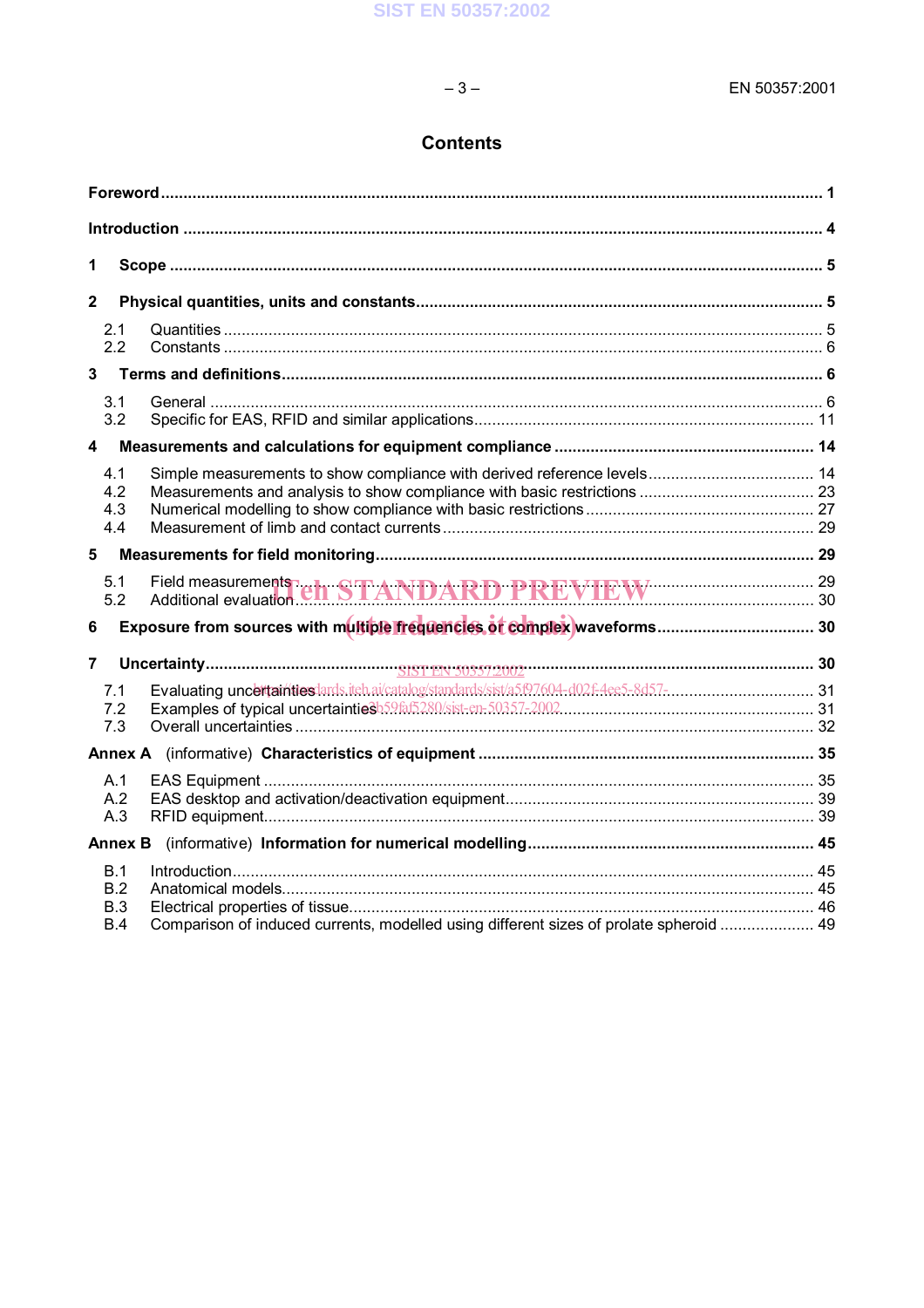# Contents

**Foreword** ........ **1**

**Introduction** ........ **4**

**1 Scope** ........ **5**

**2 Physical quantities, units and constants** ........ **5**

2.1 Quantities ........ 5
2.2 Constants ........ 6

**3 Terms and definitions** ........ **6**

3.1 General ........ 6
3.2 Specific for EAS, RFID and similar applications ........ 11

**4 Measurements and calculations for equipment compliance** ........ **14**

4.1 Simple measurements to show compliance with derived reference levels ........ 14
4.2 Measurements and analysis to show compliance with basic restrictions ........ 23
4.3 Numerical modelling to show compliance with basic restrictions ........ 27
4.4 Measurement of limb and contact currents ........ 29

**5 Measurements for field monitoring** ........ **29**

5.1 Field measurements ........ 29
5.2 Additional evaluation ........ 30

**6 Exposure from sources with multiple frequencies or complex waveforms** ........ **30**

**7 Uncertainty** ........ **30**

7.1 Evaluating uncertainties ........ 31
7.2 Examples of typical uncertainties ........ 31
7.3 Overall uncertainties ........ 32

**Annex A** (informative) **Characteristics of equipment** ........ **35**

A.1 EAS Equipment ........ 35
A.2 EAS desktop and activation/deactivation equipment ........ 39
A.3 RFID equipment ........ 39

**Annex B** (informative) **Information for numerical modelling** ........ **45**

B.1 Introduction ........ 45
B.2 Anatomical models ........ 45
B.3 Electrical properties of tissue ........ 46
B.4 Comparison of induced currents, modelled using different sizes of prolate spheroid ........ 49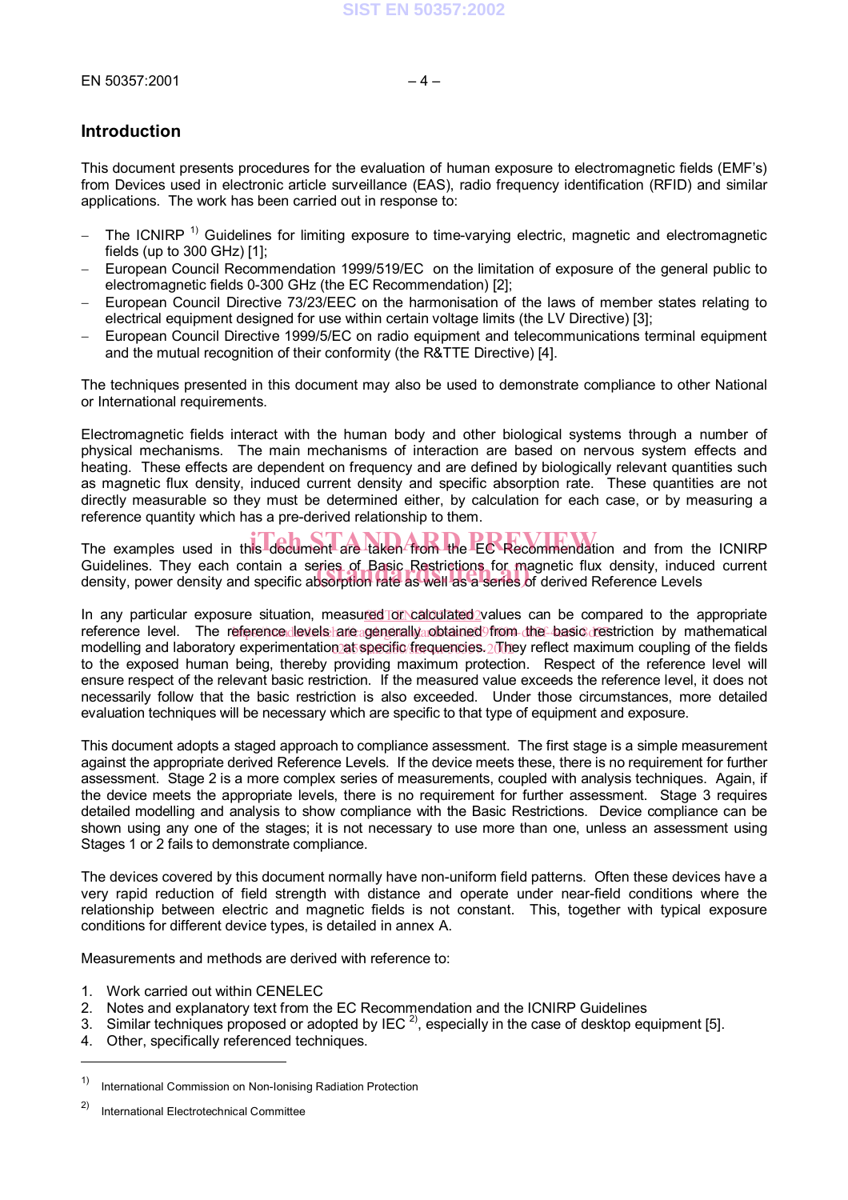## Introduction

This document presents procedures for the evaluation of human exposure to electromagnetic fields (EMF's) from Devices used in electronic article surveillance (EAS), radio frequency identification (RFID) and similar applications. The work has been carried out in response to:

- The ICNIRP [1] Guidelines for limiting exposure to time-varying electric, magnetic and electromagnetic fields (up to 300 GHz) [1];
- European Council Recommendation 1999/519/EC on the limitation of exposure of the general public to electromagnetic fields 0-300 GHz (the EC Recommendation) [2];
- European Council Directive 73/23/EEC on the harmonisation of the laws of member states relating to electrical equipment designed for use within certain voltage limits (the LV Directive) [3];
- European Council Directive 1999/5/EC on radio equipment and telecommunications terminal equipment and the mutual recognition of their conformity (the R&TTE Directive) [4].

The techniques presented in this document may also be used to demonstrate compliance to other National or International requirements.

Electromagnetic fields interact with the human body and other biological systems through a number of physical mechanisms. The main mechanisms of interaction are based on nervous system effects and heating. These effects are dependent on frequency and are defined by biologically relevant quantities such as magnetic flux density, induced current density and specific absorption rate. These quantities are not directly measurable so they must be determined either, by calculation for each case, or by measuring a reference quantity which has a pre-derived relationship to them.

The examples used in this document are taken from the EC Recommendation and from the ICNIRP Guidelines. They each contain a series of Basic Restrictions for magnetic flux density, induced current density, power density and specific absorption rate as well as a series of derived Reference Levels

In any particular exposure situation, measured or calculated values can be compared to the appropriate reference level. The reference levels are generally obtained from the basic restriction by mathematical modelling and laboratory experimentation at specific frequencies. They reflect maximum coupling of the fields to the exposed human being, thereby providing maximum protection. Respect of the reference level will ensure respect of the relevant basic restriction. If the measured value exceeds the reference level, it does not necessarily follow that the basic restriction is also exceeded. Under those circumstances, more detailed evaluation techniques will be necessary which are specific to that type of equipment and exposure.

This document adopts a staged approach to compliance assessment. The first stage is a simple measurement against the appropriate derived Reference Levels. If the device meets these, there is no requirement for further assessment. Stage 2 is a more complex series of measurements, coupled with analysis techniques. Again, if the device meets the appropriate levels, there is no requirement for further assessment. Stage 3 requires detailed modelling and analysis to show compliance with the Basic Restrictions. Device compliance can be shown using any one of the stages; it is not necessary to use more than one, unless an assessment using Stages 1 or 2 fails to demonstrate compliance.

The devices covered by this document normally have non-uniform field patterns. Often these devices have a very rapid reduction of field strength with distance and operate under near-field conditions where the relationship between electric and magnetic fields is not constant. This, together with typical exposure conditions for different device types, is detailed in annex A.

Measurements and methods are derived with reference to:

1. Work carried out within CENELEC
2. Notes and explanatory text from the EC Recommendation and the ICNIRP Guidelines
3. Similar techniques proposed or adopted by IEC [2], especially in the case of desktop equipment [5].
4. Other, specifically referenced techniques.

---

[1] International Commission on Non-Ionising Radiation Protection

[2] International Electrotechnical Committee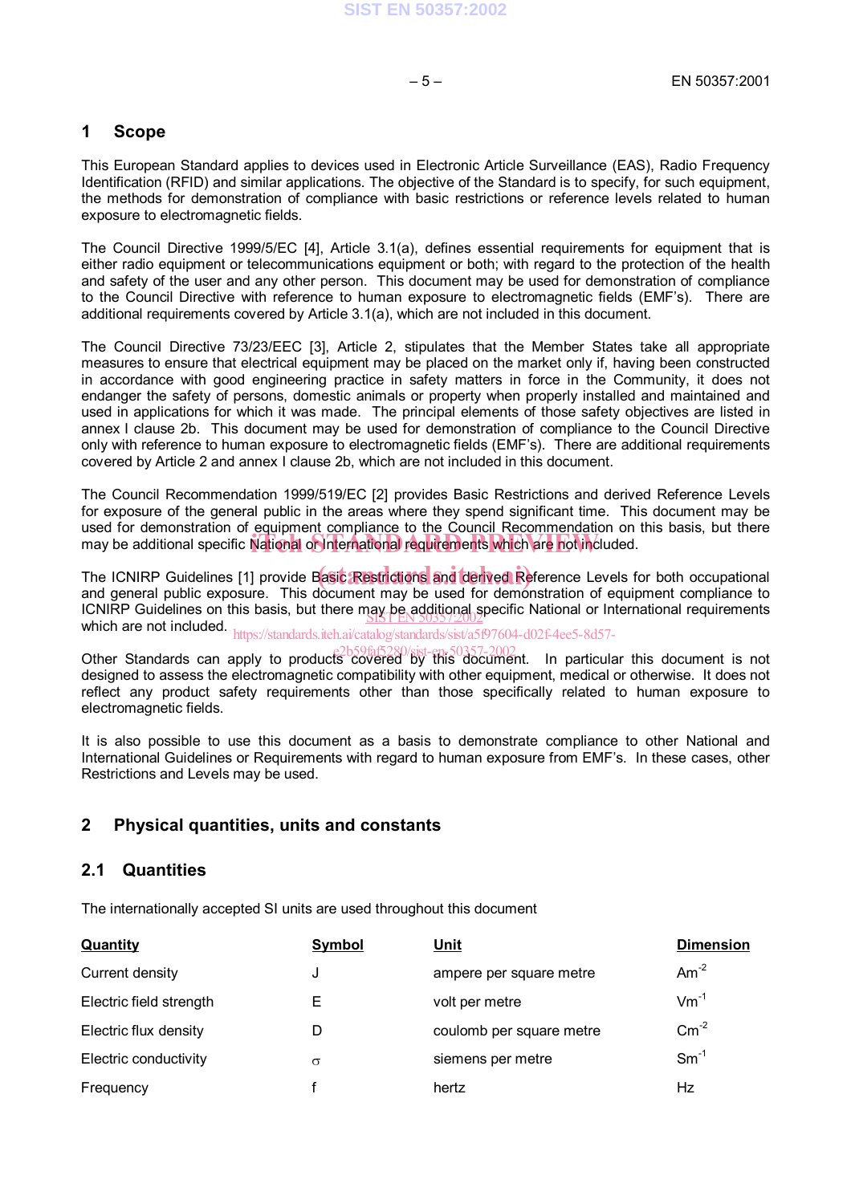# 1 Scope

This European Standard applies to devices used in Electronic Article Surveillance (EAS), Radio Frequency Identification (RFID) and similar applications. The objective of the Standard is to specify, for such equipment, the methods for demonstration of compliance with basic restrictions or reference levels related to human exposure to electromagnetic fields.

The Council Directive 1999/5/EC [4], Article 3.1(a), defines essential requirements for equipment that is either radio equipment or telecommunications equipment or both; with regard to the protection of the health and safety of the user and any other person. This document may be used for demonstration of compliance to the Council Directive with reference to human exposure to electromagnetic fields (EMF's). There are additional requirements covered by Article 3.1(a), which are not included in this document.

The Council Directive 73/23/EEC [3], Article 2, stipulates that the Member States take all appropriate measures to ensure that electrical equipment may be placed on the market only if, having been constructed in accordance with good engineering practice in safety matters in force in the Community, it does not endanger the safety of persons, domestic animals or property when properly installed and maintained and used in applications for which it was made. The principal elements of those safety objectives are listed in annex I clause 2b. This document may be used for demonstration of compliance to the Council Directive only with reference to human exposure to electromagnetic fields (EMF's). There are additional requirements covered by Article 2 and annex I clause 2b, which are not included in this document.

The Council Recommendation 1999/519/EC [2] provides Basic Restrictions and derived Reference Levels for exposure of the general public in the areas where they spend significant time. This document may be used for demonstration of equipment compliance to the Council Recommendation on this basis, but there may be additional specific National or International requirements which are not included.

The ICNIRP Guidelines [1] provide Basic Restrictions and derived Reference Levels for both occupational and general public exposure. This document may be used for demonstration of equipment compliance to ICNIRP Guidelines on this basis, but there may be additional specific National or International requirements which are not included.

Other Standards can apply to products covered by this document. In particular this document is not designed to assess the electromagnetic compatibility with other equipment, medical or otherwise. It does not reflect any product safety requirements other than those specifically related to human exposure to electromagnetic fields.

It is also possible to use this document as a basis to demonstrate compliance to other National and International Guidelines or Requirements with regard to human exposure from EMF's. In these cases, other Restrictions and Levels may be used.

# 2 Physical quantities, units and constants

## 2.1 Quantities

The internationally accepted SI units are used throughout this document

| Quantity | Symbol | Unit | Dimension |
|---|---|---|---|
| Current density | J | ampere per square metre | $Am^{-2}$ |
| Electric field strength | E | volt per metre | $Vm^{-1}$ |
| Electric flux density | D | coulomb per square metre | $Cm^{-2}$ |
| Electric conductivity | $\sigma$ | siemens per metre | $Sm^{-1}$ |
| Frequency | f | hertz | Hz |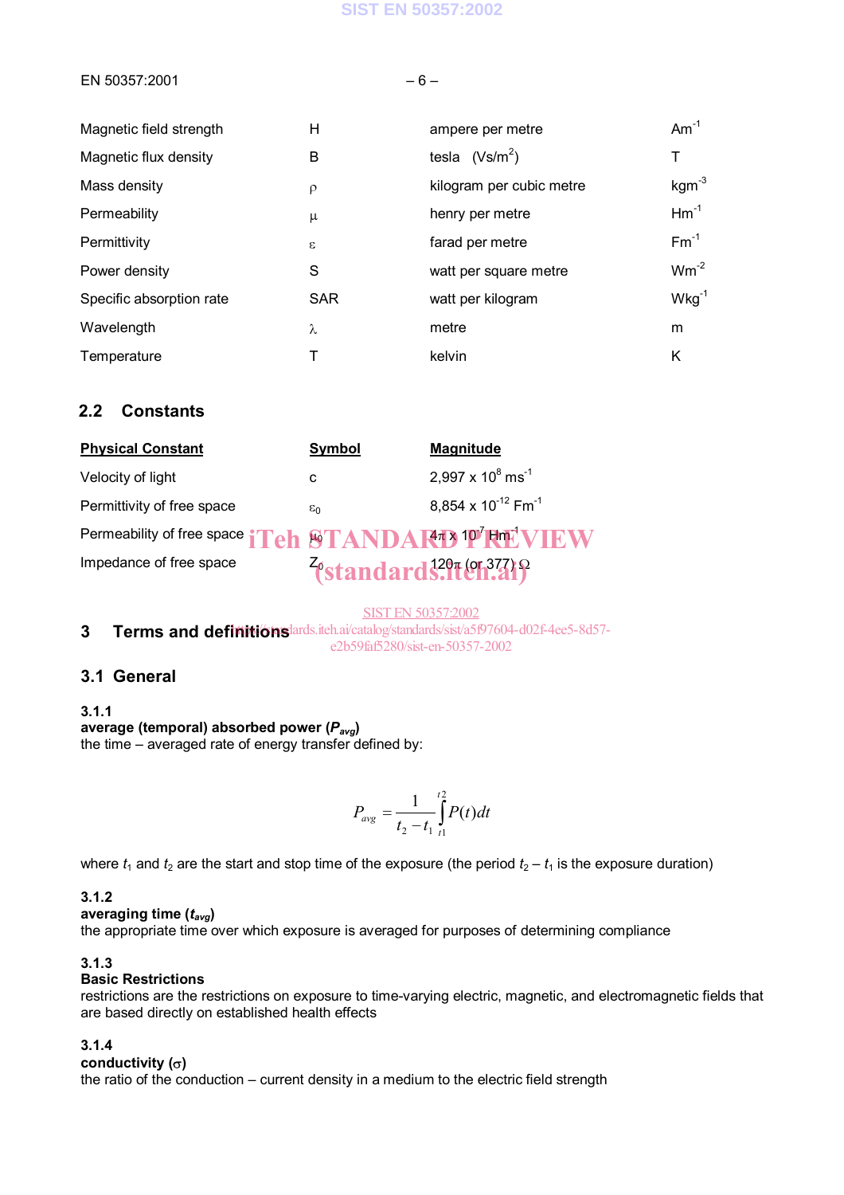| | | | |
|---|---|---|---|
| Magnetic field strength | H | ampere per metre | $Am^{-1}$ |
| Magnetic flux density | B | tesla (Vs/m²) | T |
| Mass density | ρ | kilogram per cubic metre | $kgm^{-3}$ |
| Permeability | μ | henry per metre | $Hm^{-1}$ |
| Permittivity | ε | farad per metre | $Fm^{-1}$ |
| Power density | S | watt per square metre | $Wm^{-2}$ |
| Specific absorption rate | SAR | watt per kilogram | $Wkg^{-1}$ |
| Wavelength | λ | metre | m |
| Temperature | T | kelvin | K |

## 2.2 Constants

| Physical Constant | Symbol | Magnitude |
|---|---|---|
| Velocity of light | c | 2,997 x $10^{8}$ $ms^{-1}$ |
| Permittivity of free space | $\varepsilon_0$ | 8,854 x $10^{-12}$ $Fm^{-1}$ |
| Permeability of free space | $\mu_0$ | $4\pi$ x $10^{-7}$ $Hm^{-1}$ |
| Impedance of free space | $Z_0$ | $120\pi$ (or 377) Ω |

## 3 Terms and definitions

### 3.1 General

**3.1.1**
**average (temporal) absorbed power ($P_{avg}$)**
the time – averaged rate of energy transfer defined by:

$$P_{avg} = \frac{1}{t_2 - t_1}\int_{t1}^{t2} P(t)dt$$

where $t_1$ and $t_2$ are the start and stop time of the exposure (the period $t_2 - t_1$ is the exposure duration)

**3.1.2**
**averaging time ($t_{avg}$)**
the appropriate time over which exposure is averaged for purposes of determining compliance

**3.1.3**
**Basic Restrictions**
restrictions are the restrictions on exposure to time-varying electric, magnetic, and electromagnetic fields that are based directly on established health effects

**3.1.4**
**conductivity (σ)**
the ratio of the conduction – current density in a medium to the electric field strength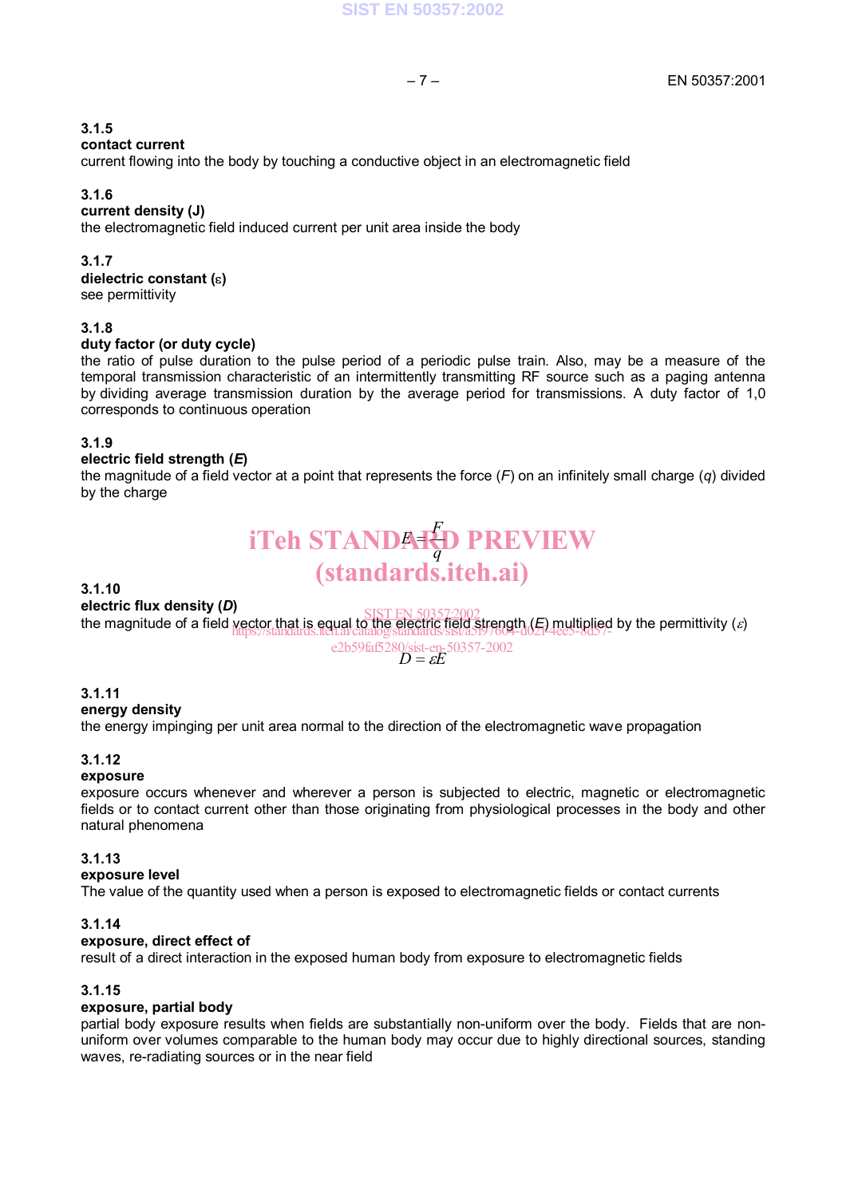**3.1.5**
**contact current**
current flowing into the body by touching a conductive object in an electromagnetic field

**3.1.6**
**current density (J)**
the electromagnetic field induced current per unit area inside the body

**3.1.7**
**dielectric constant (ε)**
see permittivity

**3.1.8**
**duty factor (or duty cycle)**
the ratio of pulse duration to the pulse period of a periodic pulse train. Also, may be a measure of the temporal transmission characteristic of an intermittently transmitting RF source such as a paging antenna by dividing average transmission duration by the average period for transmissions. A duty factor of 1,0 corresponds to continuous operation

**3.1.9**
**electric field strength (*E*)**
the magnitude of a field vector at a point that represents the force (*F*) on an infinitely small charge (*q*) divided by the charge

$$E = \frac{F}{q}$$

**3.1.10**
**electric flux density (*D*)**
the magnitude of a field vector that is equal to the electric field strength (*E*) multiplied by the permittivity (ε)

$$D = \varepsilon E$$

**3.1.11**
**energy density**
the energy impinging per unit area normal to the direction of the electromagnetic wave propagation

**3.1.12**
**exposure**
exposure occurs whenever and wherever a person is subjected to electric, magnetic or electromagnetic fields or to contact current other than those originating from physiological processes in the body and other natural phenomena

**3.1.13**
**exposure level**
The value of the quantity used when a person is exposed to electromagnetic fields or contact currents

**3.1.14**
**exposure, direct effect of**
result of a direct interaction in the exposed human body from exposure to electromagnetic fields

**3.1.15**
**exposure, partial body**
partial body exposure results when fields are substantially non-uniform over the body. Fields that are non-uniform over volumes comparable to the human body may occur due to highly directional sources, standing waves, re-radiating sources or in the near field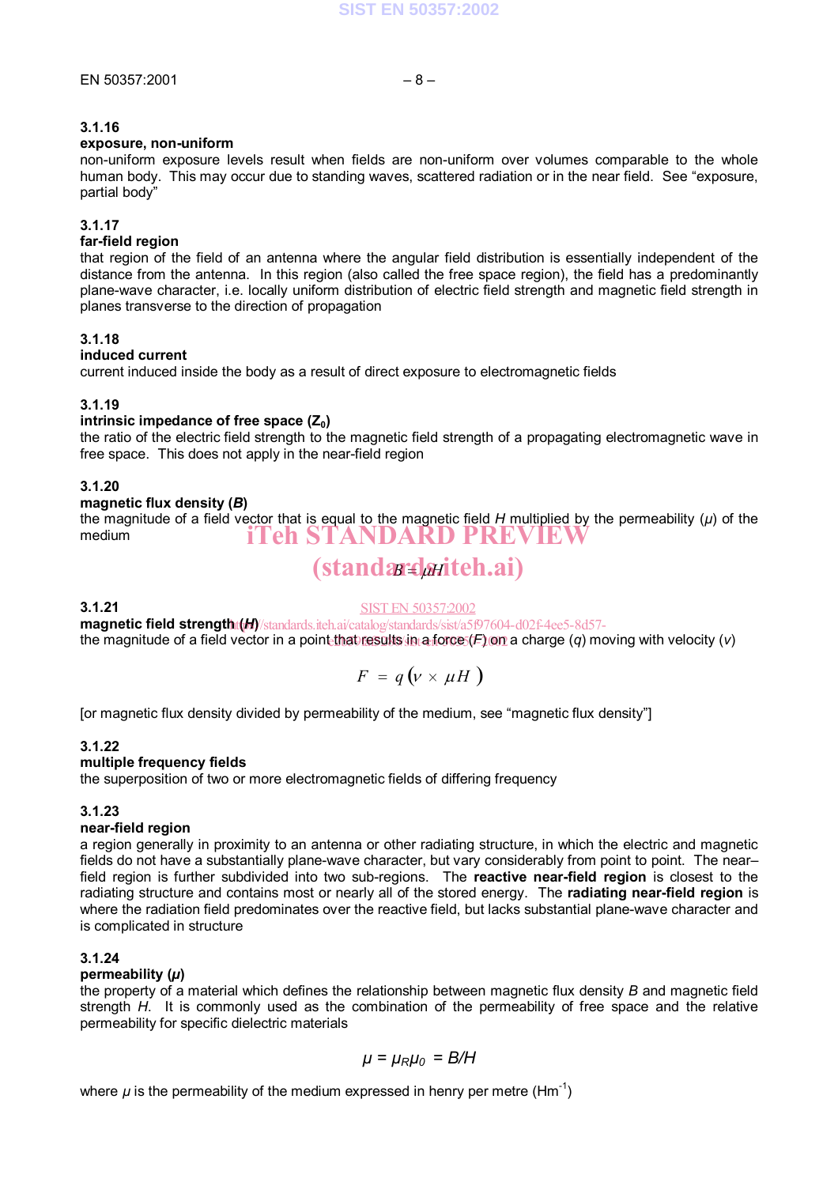**3.1.16**
**exposure, non-uniform**
non-uniform exposure levels result when fields are non-uniform over volumes comparable to the whole human body. This may occur due to standing waves, scattered radiation or in the near field. See "exposure, partial body"

**3.1.17**
**far-field region**
that region of the field of an antenna where the angular field distribution is essentially independent of the distance from the antenna. In this region (also called the free space region), the field has a predominantly plane-wave character, i.e. locally uniform distribution of electric field strength and magnetic field strength in planes transverse to the direction of propagation

**3.1.18**
**induced current**
current induced inside the body as a result of direct exposure to electromagnetic fields

**3.1.19**
**intrinsic impedance of free space ($Z_0$)**
the ratio of the electric field strength to the magnetic field strength of a propagating electromagnetic wave in free space. This does not apply in the near-field region

**3.1.20**
**magnetic flux density (*B*)**
the magnitude of a field vector that is equal to the magnetic field *H* multiplied by the permeability ($\mu$) of the medium

$$B = \mu H$$

**3.1.21**
**magnetic field strength (*H*)**
the magnitude of a field vector in a point that results in a force (*F*) on a charge (*q*) moving with velocity (*v*)

$$F = q\left(v \times \mu H\right)$$

[or magnetic flux density divided by permeability of the medium, see "magnetic flux density"]

**3.1.22**
**multiple frequency fields**
the superposition of two or more electromagnetic fields of differing frequency

**3.1.23**
**near-field region**
a region generally in proximity to an antenna or other radiating structure, in which the electric and magnetic fields do not have a substantially plane-wave character, but vary considerably from point to point. The near–field region is further subdivided into two sub-regions. The **reactive near-field region** is closest to the radiating structure and contains most or nearly all of the stored energy. The **radiating near-field region** is where the radiation field predominates over the reactive field, but lacks substantial plane-wave character and is complicated in structure

**3.1.24**
**permeability ($\mu$)**
the property of a material which defines the relationship between magnetic flux density *B* and magnetic field strength *H*. It is commonly used as the combination of the permeability of free space and the relative permeability for specific dielectric materials

$$\mu = \mu_R \mu_0 = B/H$$

where $\mu$ is the permeability of the medium expressed in henry per metre ($Hm^{-1}$)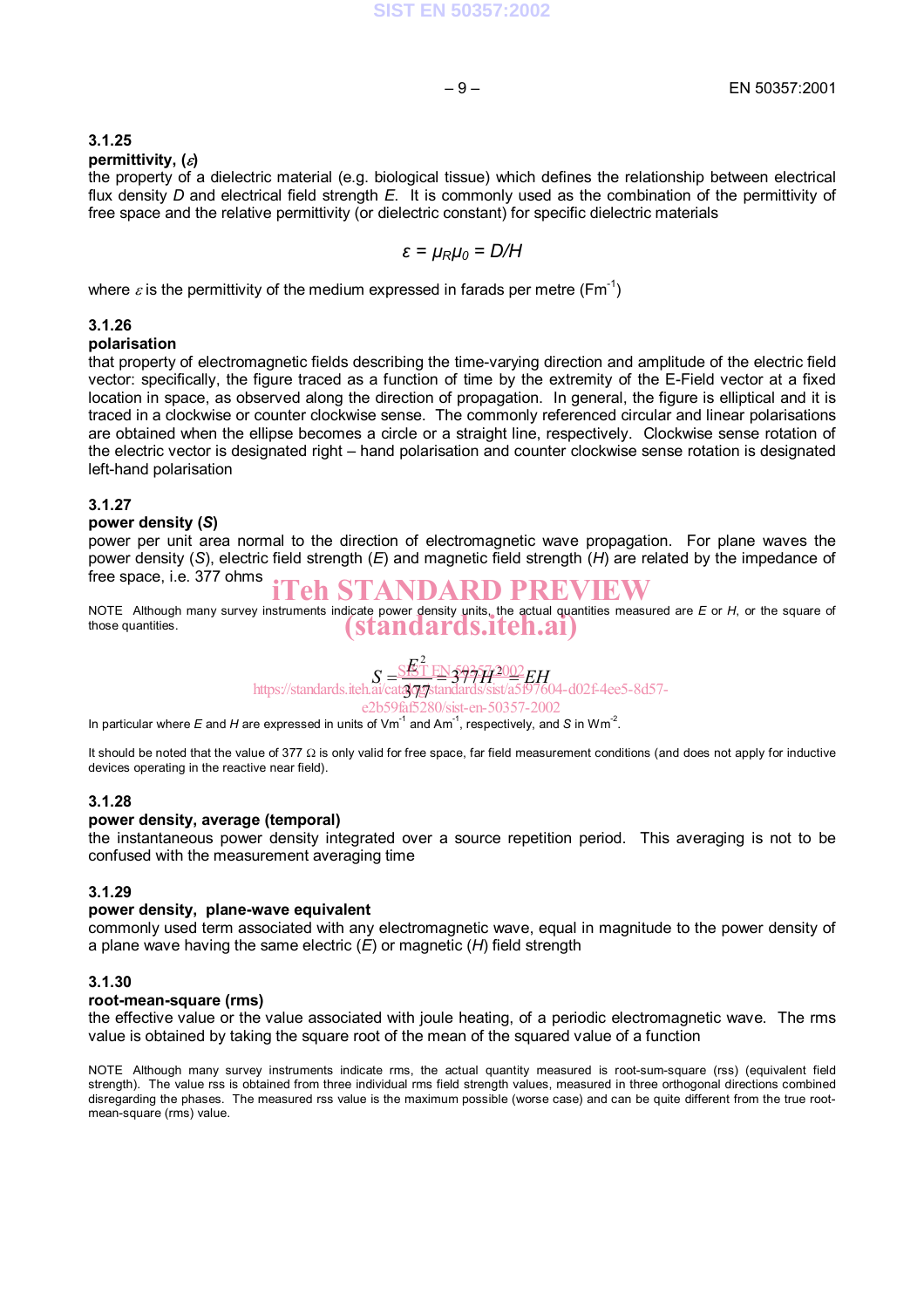**3.1.25**
**permittivity, ($\varepsilon$)**
the property of a dielectric material (e.g. biological tissue) which defines the relationship between electrical flux density *D* and electrical field strength *E*. It is commonly used as the combination of the permittivity of free space and the relative permittivity (or dielectric constant) for specific dielectric materials

$$\varepsilon = \mu_R \mu_0 = D/H$$

where $\varepsilon$ is the permittivity of the medium expressed in farads per metre ($Fm^{-1}$)

**3.1.26**
**polarisation**
that property of electromagnetic fields describing the time-varying direction and amplitude of the electric field vector: specifically, the figure traced as a function of time by the extremity of the E-Field vector at a fixed location in space, as observed along the direction of propagation. In general, the figure is elliptical and it is traced in a clockwise or counter clockwise sense. The commonly referenced circular and linear polarisations are obtained when the ellipse becomes a circle or a straight line, respectively. Clockwise sense rotation of the electric vector is designated right – hand polarisation and counter clockwise sense rotation is designated left-hand polarisation

**3.1.27**
**power density (*S*)**
power per unit area normal to the direction of electromagnetic wave propagation. For plane waves the power density (*S*), electric field strength (*E*) and magnetic field strength (*H*) are related by the impedance of free space, i.e. 377 ohms

NOTE Although many survey instruments indicate power density units, the actual quantities measured are *E* or *H*, or the square of those quantities.

$$S = \frac{E^2}{377} = 377H^2 = EH$$

In particular where *E* and *H* are expressed in units of $Vm^{-1}$ and $Am^{-1}$, respectively, and *S* in $Wm^{-2}$.

It should be noted that the value of 377 Ω is only valid for free space, far field measurement conditions (and does not apply for inductive devices operating in the reactive near field).

**3.1.28**
**power density, average (temporal)**
the instantaneous power density integrated over a source repetition period. This averaging is not to be confused with the measurement averaging time

**3.1.29**
**power density, plane-wave equivalent**
commonly used term associated with any electromagnetic wave, equal in magnitude to the power density of a plane wave having the same electric (*E*) or magnetic (*H*) field strength

**3.1.30**
**root-mean-square (rms)**
the effective value or the value associated with joule heating, of a periodic electromagnetic wave. The rms value is obtained by taking the square root of the mean of the squared value of a function

NOTE Although many survey instruments indicate rms, the actual quantity measured is root-sum-square (rss) (equivalent field strength). The value rss is obtained from three individual rms field strength values, measured in three orthogonal directions combined disregarding the phases. The measured rss value is the maximum possible (worse case) and can be quite different from the true root-mean-square (rms) value.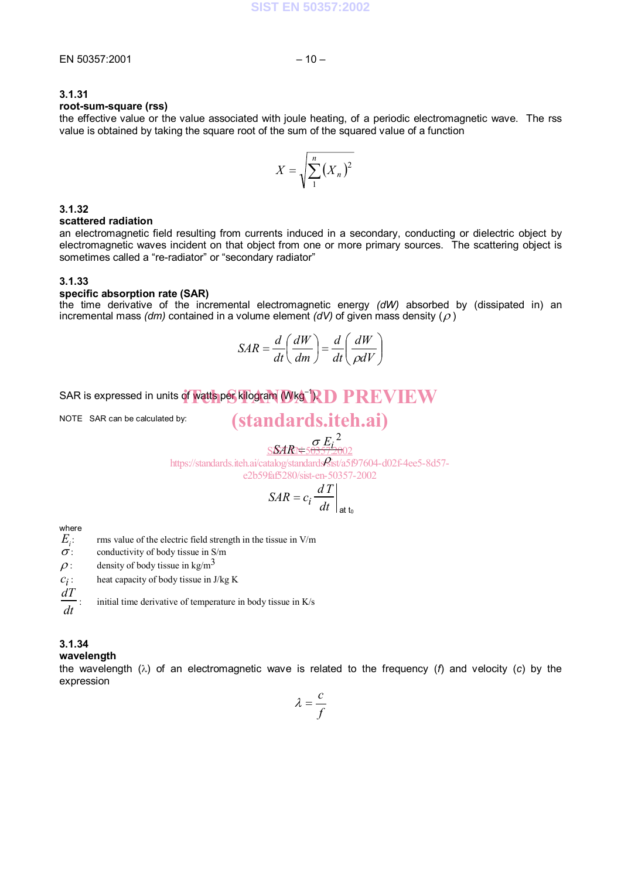### 3.1.31

**root-sum-square (rss)**

the effective value or the value associated with joule heating, of a periodic electromagnetic wave. The rss value is obtained by taking the square root of the sum of the squared value of a function

$$X = \sqrt{\sum_{1}^{n} (X_n)^2}$$

### 3.1.32

**scattered radiation**

an electromagnetic field resulting from currents induced in a secondary, conducting or dielectric object by electromagnetic waves incident on that object from one or more primary sources. The scattering object is sometimes called a “re-radiator” or “secondary radiator”

### 3.1.33

**specific absorption rate (SAR)**

the time derivative of the incremental electromagnetic energy *(dW)* absorbed by (dissipated in) an incremental mass *(dm)* contained in a volume element *(dV)* of given mass density ($\rho$)

$$SAR = \frac{d}{dt}\left(\frac{dW}{dm}\right) = \frac{d}{dt}\left(\frac{dW}{\rho dV}\right)$$

SAR is expressed in units of watts per kilogram ($Wkg^{-1}$).

NOTE SAR can be calculated by:

$$SAR = \frac{\sigma E_i^2}{\rho}$$

$$SAR = c_i \left.\frac{dT}{dt}\right|_{\text{at } t_0}$$

where

$E_i$: rms value of the electric field strength in the tissue in V/m

$\sigma$: conductivity of body tissue in S/m

$\rho$: density of body tissue in $kg/m^3$

$c_i$: heat capacity of body tissue in J/kg K

$\frac{dT}{dt}$: initial time derivative of temperature in body tissue in K/s

### 3.1.34

**wavelength**

the wavelength ($\lambda$) of an electromagnetic wave is related to the frequency (*f*) and velocity (*c*) by the expression

$$\lambda = \frac{c}{f}$$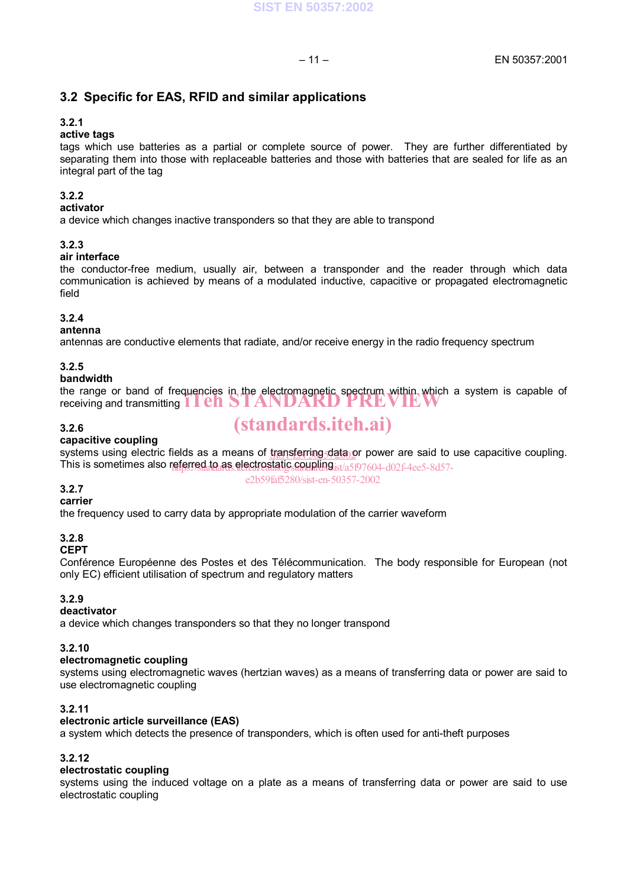## 3.2 Specific for EAS, RFID and similar applications

**3.2.1**
**active tags**
tags which use batteries as a partial or complete source of power. They are further differentiated by separating them into those with replaceable batteries and those with batteries that are sealed for life as an integral part of the tag

**3.2.2**
**activator**
a device which changes inactive transponders so that they are able to transpond

**3.2.3**
**air interface**
the conductor-free medium, usually air, between a transponder and the reader through which data communication is achieved by means of a modulated inductive, capacitive or propagated electromagnetic field

**3.2.4**
**antenna**
antennas are conductive elements that radiate, and/or receive energy in the radio frequency spectrum

**3.2.5**
**bandwidth**
the range or band of frequencies in the electromagnetic spectrum within which a system is capable of receiving and transmitting

**3.2.6**
**capacitive coupling**
systems using electric fields as a means of transferring data or power are said to use capacitive coupling. This is sometimes also referred to as electrostatic coupling

**3.2.7**
**carrier**
the frequency used to carry data by appropriate modulation of the carrier waveform

**3.2.8**
**CEPT**
Conférence Européenne des Postes et des Télécommunication. The body responsible for European (not only EC) efficient utilisation of spectrum and regulatory matters

**3.2.9**
**deactivator**
a device which changes transponders so that they no longer transpond

**3.2.10**
**electromagnetic coupling**
systems using electromagnetic waves (hertzian waves) as a means of transferring data or power are said to use electromagnetic coupling

**3.2.11**
**electronic article surveillance (EAS)**
a system which detects the presence of transponders, which is often used for anti-theft purposes

**3.2.12**
**electrostatic coupling**
systems using the induced voltage on a plate as a means of transferring data or power are said to use electrostatic coupling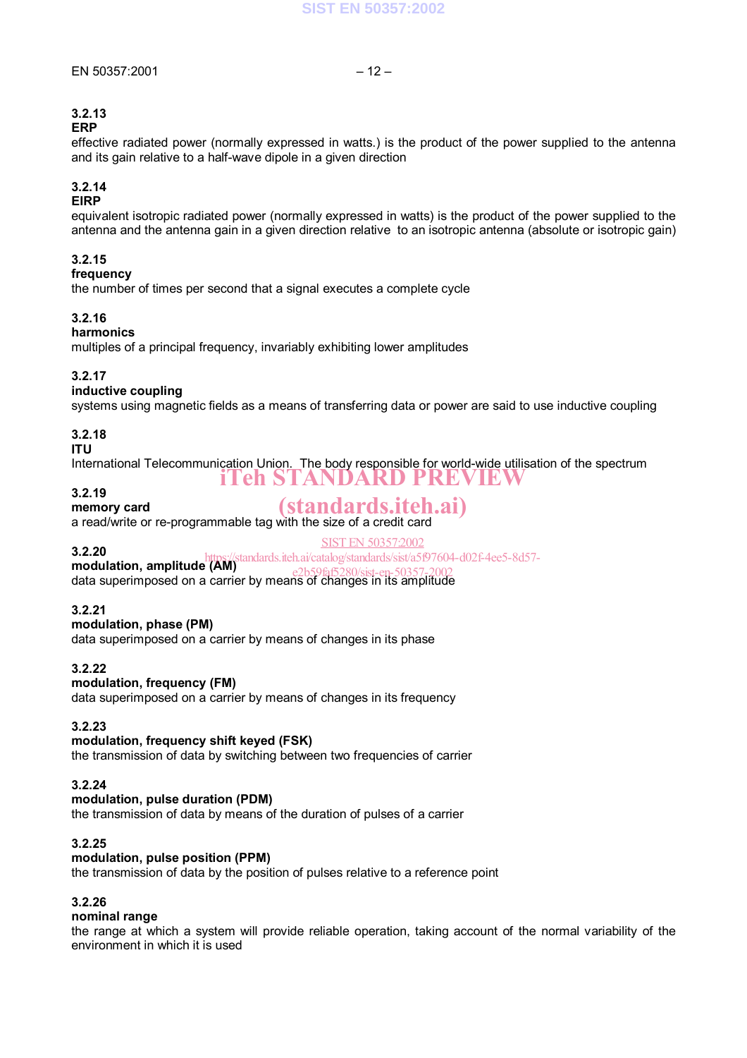**3.2.13**
**ERP**
effective radiated power (normally expressed in watts.) is the product of the power supplied to the antenna and its gain relative to a half-wave dipole in a given direction

**3.2.14**
**EIRP**
equivalent isotropic radiated power (normally expressed in watts) is the product of the power supplied to the antenna and the antenna gain in a given direction relative to an isotropic antenna (absolute or isotropic gain)

**3.2.15**
**frequency**
the number of times per second that a signal executes a complete cycle

**3.2.16**
**harmonics**
multiples of a principal frequency, invariably exhibiting lower amplitudes

**3.2.17**
**inductive coupling**
systems using magnetic fields as a means of transferring data or power are said to use inductive coupling

**3.2.18**
**ITU**
International Telecommunication Union. The body responsible for world-wide utilisation of the spectrum

**3.2.19**
**memory card**
a read/write or re-programmable tag with the size of a credit card

**3.2.20**
**modulation, amplitude (AM)**
data superimposed on a carrier by means of changes in its amplitude

**3.2.21**
**modulation, phase (PM)**
data superimposed on a carrier by means of changes in its phase

**3.2.22**
**modulation, frequency (FM)**
data superimposed on a carrier by means of changes in its frequency

**3.2.23**
**modulation, frequency shift keyed (FSK)**
the transmission of data by switching between two frequencies of carrier

**3.2.24**
**modulation, pulse duration (PDM)**
the transmission of data by means of the duration of pulses of a carrier

**3.2.25**
**modulation, pulse position (PPM)**
the transmission of data by the position of pulses relative to a reference point

**3.2.26**
**nominal range**
the range at which a system will provide reliable operation, taking account of the normal variability of the environment in which it is used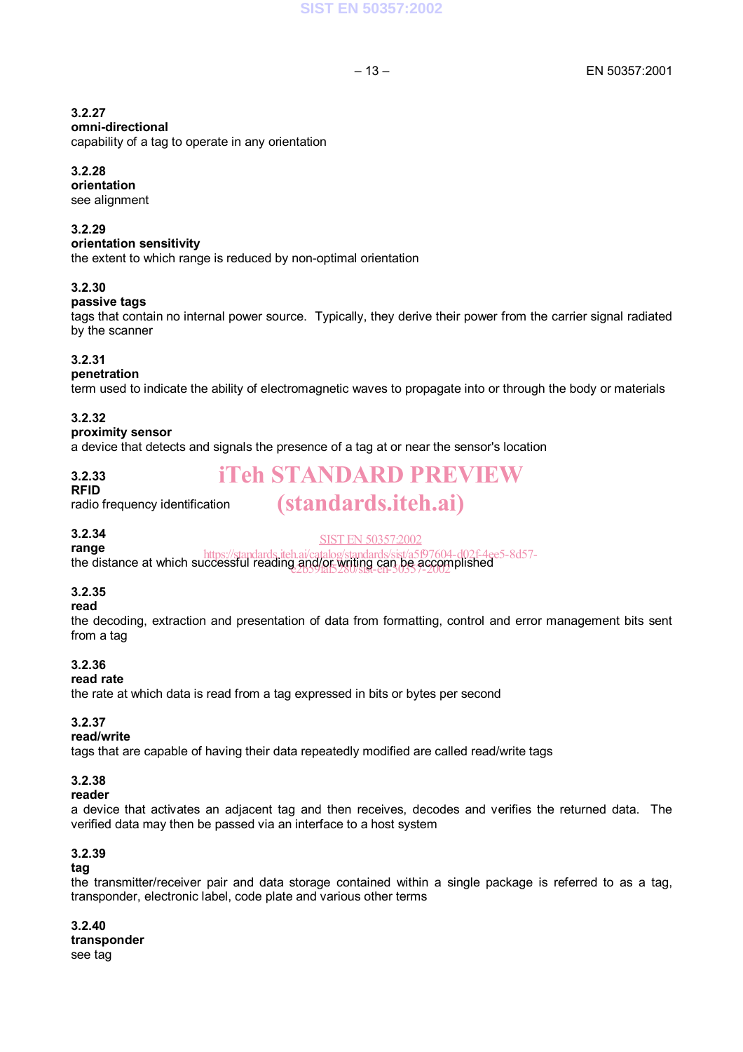**3.2.27**
**omni-directional**
capability of a tag to operate in any orientation

**3.2.28**
**orientation**
see alignment

**3.2.29**
**orientation sensitivity**
the extent to which range is reduced by non-optimal orientation

**3.2.30**
**passive tags**
tags that contain no internal power source. Typically, they derive their power from the carrier signal radiated by the scanner

**3.2.31**
**penetration**
term used to indicate the ability of electromagnetic waves to propagate into or through the body or materials

**3.2.32**
**proximity sensor**
a device that detects and signals the presence of a tag at or near the sensor's location

**3.2.33**
**RFID**
radio frequency identification

**3.2.34**
**range**
the distance at which successful reading and/or writing can be accomplished

**3.2.35**
**read**
the decoding, extraction and presentation of data from formatting, control and error management bits sent from a tag

**3.2.36**
**read rate**
the rate at which data is read from a tag expressed in bits or bytes per second

**3.2.37**
**read/write**
tags that are capable of having their data repeatedly modified are called read/write tags

**3.2.38**
**reader**
a device that activates an adjacent tag and then receives, decodes and verifies the returned data. The verified data may then be passed via an interface to a host system

**3.2.39**
**tag**
the transmitter/receiver pair and data storage contained within a single package is referred to as a tag, transponder, electronic label, code plate and various other terms

**3.2.40**
**transponder**
see tag